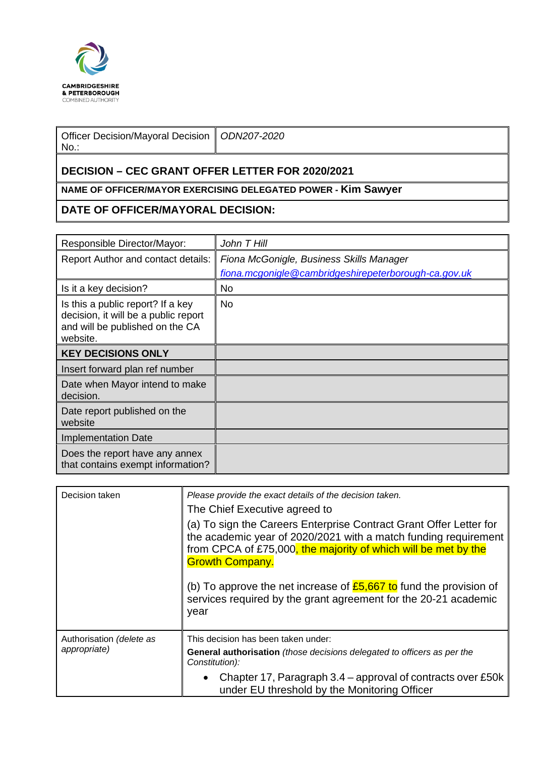CAMBRIDGESHIRE & PETERBOROUGH COMBINED AUTHORITY

| Officer Decision/Mayoral Decision No.: | *ODN207-2020* |
|---|---|
| **DECISION – CEC GRANT OFFER LETTER FOR 2020/2021** | |
| **NAME OF OFFICER/MAYOR EXERCISING DELEGATED POWER - Kim Sawyer** | |
| **DATE OF OFFICER/MAYORAL DECISION:** | |

| Responsible Director/Mayor: | *John T Hill* |
|---|---|
| Report Author and contact details: | *Fiona McGonigle, Business Skills Manager* *fiona.mcgonigle@cambridgeshirepeterborough-ca.gov.uk* |
| Is it a key decision? | No |
| Is this a public report? If a key decision, it will be a public report and will be published on the CA website. | No |
| **KEY DECISIONS ONLY** | |
| Insert forward plan ref number | |
| Date when Mayor intend to make decision. | |
| Date report published on the website | |
| Implementation Date | |
| Does the report have any annex that contains exempt information? | |

| Decision taken | *Please provide the exact details of the decision taken.* The Chief Executive agreed to (a) To sign the Careers Enterprise Contract Grant Offer Letter for the academic year of 2020/2021 with a match funding requirement from CPCA of £75,000, the majority of which will be met by the Growth Company. (b) To approve the net increase of £5,667 to fund the provision of services required by the grant agreement for the 20-21 academic year |
|---|---|
| Authorisation *(delete as appropriate)* | This decision has been taken under: **General authorisation** *(those decisions delegated to officers as per the Constitution):* • Chapter 17, Paragraph 3.4 – approval of contracts over £50k under EU threshold by the Monitoring Officer |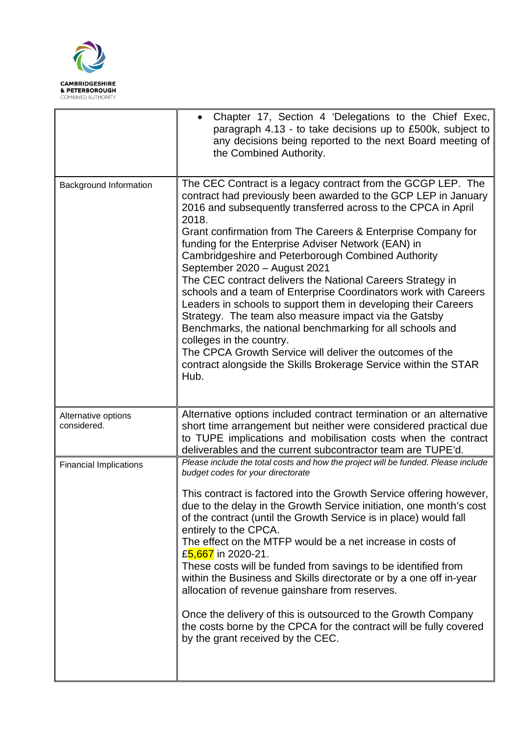| | |
|---|---|
| | • Chapter 17, Section 4 'Delegations to the Chief Exec, paragraph 4.13 - to take decisions up to £500k, subject to any decisions being reported to the next Board meeting of the Combined Authority. |
| Background Information | The CEC Contract is a legacy contract from the GCGP LEP. The contract had previously been awarded to the GCP LEP in January 2016 and subsequently transferred across to the CPCA in April 2018.<br>Grant confirmation from The Careers & Enterprise Company for funding for the Enterprise Adviser Network (EAN) in Cambridgeshire and Peterborough Combined Authority September 2020 – August 2021<br>The CEC contract delivers the National Careers Strategy in schools and a team of Enterprise Coordinators work with Careers Leaders in schools to support them in developing their Careers Strategy. The team also measure impact via the Gatsby Benchmarks, the national benchmarking for all schools and colleges in the country.<br>The CPCA Growth Service will deliver the outcomes of the contract alongside the Skills Brokerage Service within the STAR Hub. |
| Alternative options considered. | Alternative options included contract termination or an alternative short time arrangement but neither were considered practical due to TUPE implications and mobilisation costs when the contract deliverables and the current subcontractor team are TUPE'd. |
| Financial Implications | *Please include the total costs and how the project will be funded. Please include budget codes for your directorate*<br><br>This contract is factored into the Growth Service offering however, due to the delay in the Growth Service initiation, one month's cost of the contract (until the Growth Service is in place) would fall entirely to the CPCA.<br>The effect on the MTFP would be a net increase in costs of £5,667 in 2020-21.<br>These costs will be funded from savings to be identified from within the Business and Skills directorate or by a one off in-year allocation of revenue gainshare from reserves.<br><br>Once the delivery of this is outsourced to the Growth Company the costs borne by the CPCA for the contract will be fully covered by the grant received by the CEC. |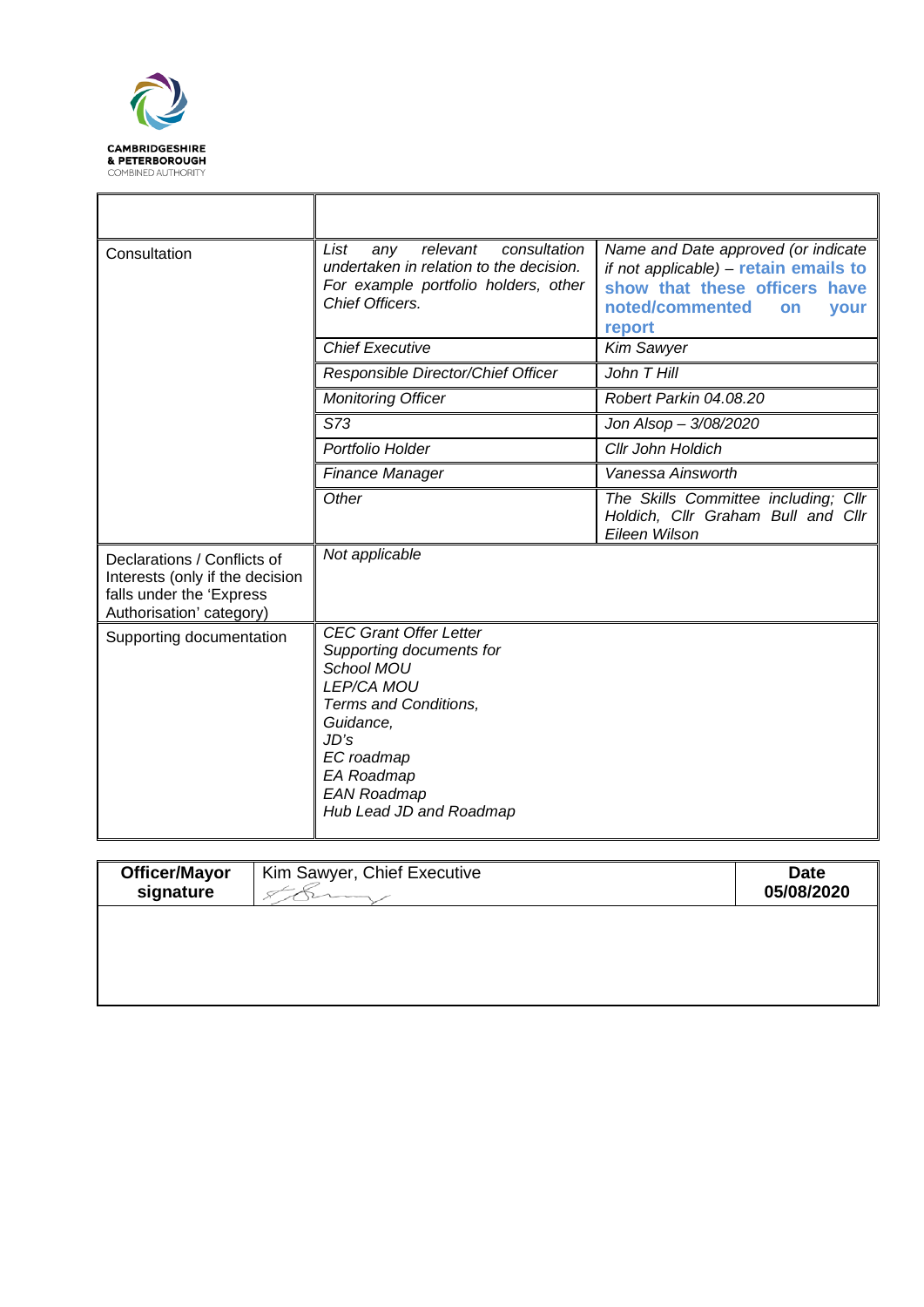| | | |
|---|---|---|
| | | |
| Consultation | *List any relevant consultation undertaken in relation to the decision. For example portfolio holders, other Chief Officers.* | *Name and Date approved (or indicate if not applicable) –* **retain emails to show that these officers have noted/commented on your report** |
| | *Chief Executive* | *Kim Sawyer* |
| | *Responsible Director/Chief Officer* | *John T Hill* |
| | *Monitoring Officer* | *Robert Parkin 04.08.20* |
| | *S73* | *Jon Alsop – 3/08/2020* |
| | *Portfolio Holder* | *Cllr John Holdich* |
| | *Finance Manager* | *Vanessa Ainsworth* |
| | *Other* | *The Skills Committee including; Cllr Holdich, Cllr Graham Bull and Cllr Eileen Wilson* |
| Declarations / Conflicts of Interests (only if the decision falls under the 'Express Authorisation' category) | *Not applicable* | |
| Supporting documentation | *CEC Grant Offer Letter*<br>*Supporting documents for*<br>*School MOU*<br>*LEP/CA MOU*<br>*Terms and Conditions,*<br>*Guidance,*<br>*JD's*<br>*EC roadmap*<br>*EA Roadmap*<br>*EAN Roadmap*<br>*Hub Lead JD and Roadmap* | |

| **Officer/Mayor signature** | Kim Sawyer, Chief Executive | **Date 05/08/2020** |
|---|---|---|
| | | |